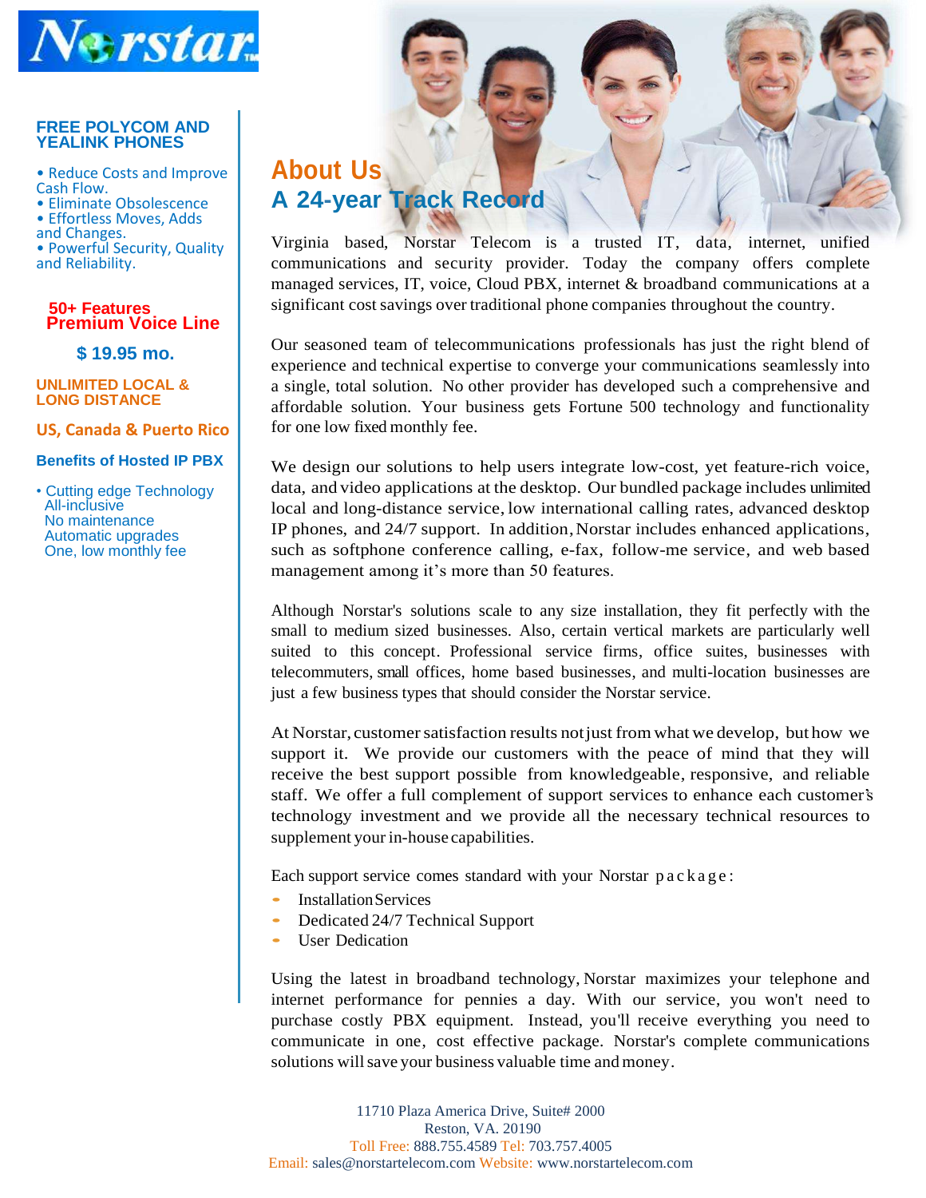**Norstar**

## FREE POLYCOM AND YEALINK PHONES

- Reduce Costs and Improve Cash Flow.
- Eliminate Obsolescence
- Effortless Moves, Adds and Changes.
- Powerful Security, Quality and Reliability.

**50+ Features**
**Premium Voice Line**

**$ 19.95 mo.**

**UNLIMITED LOCAL & LONG DISTANCE**

**US, Canada & Puerto Rico**

**Benefits of Hosted IP PBX**

- Cutting edge Technology
  All-inclusive
  No maintenance
  Automatic upgrades
  One, low monthly fee

# About Us

## A 24-year Track Record

Virginia based, Norstar Telecom is a trusted IT, data, internet, unified communications and security provider. Today the company offers complete managed services, IT, voice, Cloud PBX, internet & broadband communications at a significant cost savings over traditional phone companies throughout the country.

Our seasoned team of telecommunications professionals has just the right blend of experience and technical expertise to converge your communications seamlessly into a single, total solution. No other provider has developed such a comprehensive and affordable solution. Your business gets Fortune 500 technology and functionality for one low fixed monthly fee.

We design our solutions to help users integrate low-cost, yet feature-rich voice, data, and video applications at the desktop. Our bundled package includes unlimited local and long-distance service, low international calling rates, advanced desktop IP phones, and 24/7 support. In addition, Norstar includes enhanced applications, such as softphone conference calling, e-fax, follow-me service, and web based management among it's more than 50 features.

Although Norstar's solutions scale to any size installation, they fit perfectly with the small to medium sized businesses. Also, certain vertical markets are particularly well suited to this concept. Professional service firms, office suites, businesses with telecommuters, small offices, home based businesses, and multi-location businesses are just a few business types that should consider the Norstar service.

At Norstar, customer satisfaction results not just from what we develop, but how we support it. We provide our customers with the peace of mind that they will receive the best support possible from knowledgeable, responsive, and reliable staff. We offer a full complement of support services to enhance each customer's technology investment and we provide all the necessary technical resources to supplement your in-house capabilities.

Each support service comes standard with your Norstar package:

- Installation Services
- Dedicated 24/7 Technical Support
- User Dedication

Using the latest in broadband technology, Norstar maximizes your telephone and internet performance for pennies a day. With our service, you won't need to purchase costly PBX equipment. Instead, you'll receive everything you need to communicate in one, cost effective package. Norstar's complete communications solutions will save your business valuable time and money.

11710 Plaza America Drive, Suite# 2000
Reston, VA. 20190
Toll Free: 888.755.4589 Tel: 703.757.4005
Email: sales@norstartelecom.com Website: www.norstartelecom.com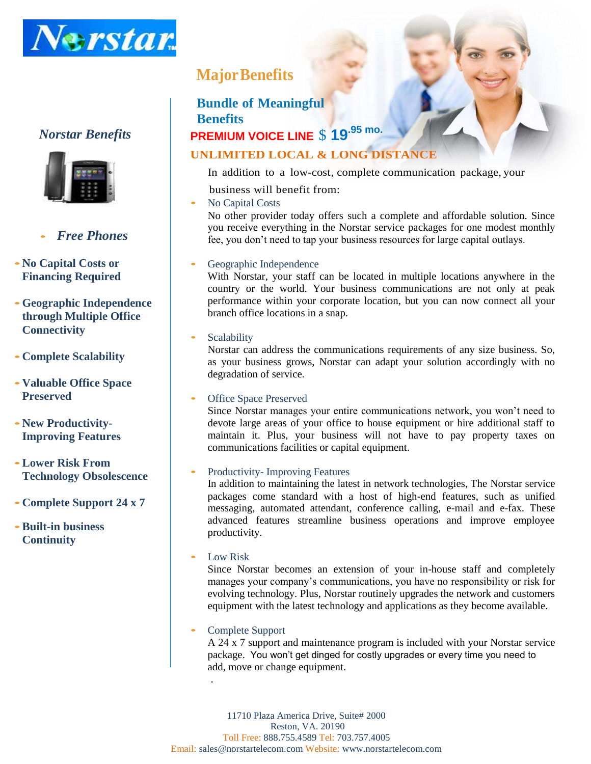Norstar

## Norstar Benefits

- *Free Phones*
- **No Capital Costs or Financing Required**
- **Geographic Independence through Multiple Office Connectivity**
- **Complete Scalability**
- **Valuable Office Space Preserved**
- **New Productivity-Improving Features**
- **Lower Risk From Technology Obsolescence**
- **Complete Support 24 x 7**
- **Built-in business Continuity**

# Major Benefits

## Bundle of Meaningful Benefits

**PREMIUM VOICE LINE** $ **19**.95 mo.

**UNLIMITED LOCAL & LONG DISTANCE**

In addition to a low-cost, complete communication package, your business will benefit from:

- No Capital Costs
  No other provider today offers such a complete and affordable solution. Since you receive everything in the Norstar service packages for one modest monthly fee, you don't need to tap your business resources for large capital outlays.

- Geographic Independence
  With Norstar, your staff can be located in multiple locations anywhere in the country or the world. Your business communications are not only at peak performance within your corporate location, but you can now connect all your branch office locations in a snap.

- Scalability
  Norstar can address the communications requirements of any size business. So, as your business grows, Norstar can adapt your solution accordingly with no degradation of service.

- Office Space Preserved
  Since Norstar manages your entire communications network, you won't need to devote large areas of your office to house equipment or hire additional staff to maintain it. Plus, your business will not have to pay property taxes on communications facilities or capital equipment.

- Productivity- Improving Features
  In addition to maintaining the latest in network technologies, The Norstar service packages come standard with a host of high-end features, such as unified messaging, automated attendant, conference calling, e-mail and e-fax. These advanced features streamline business operations and improve employee productivity.

- Low Risk
  Since Norstar becomes an extension of your in-house staff and completely manages your company's communications, you have no responsibility or risk for evolving technology. Plus, Norstar routinely upgrades the network and customers equipment with the latest technology and applications as they become available.

- Complete Support
  A 24 x 7 support and maintenance program is included with your Norstar service package. You won't get dinged for costly upgrades or every time you need to add, move or change equipment.

11710 Plaza America Drive, Suite# 2000
Reston, VA. 20190
Toll Free: 888.755.4589 Tel: 703.757.4005
Email: sales@norstartelecom.com Website: www.norstartelecom.com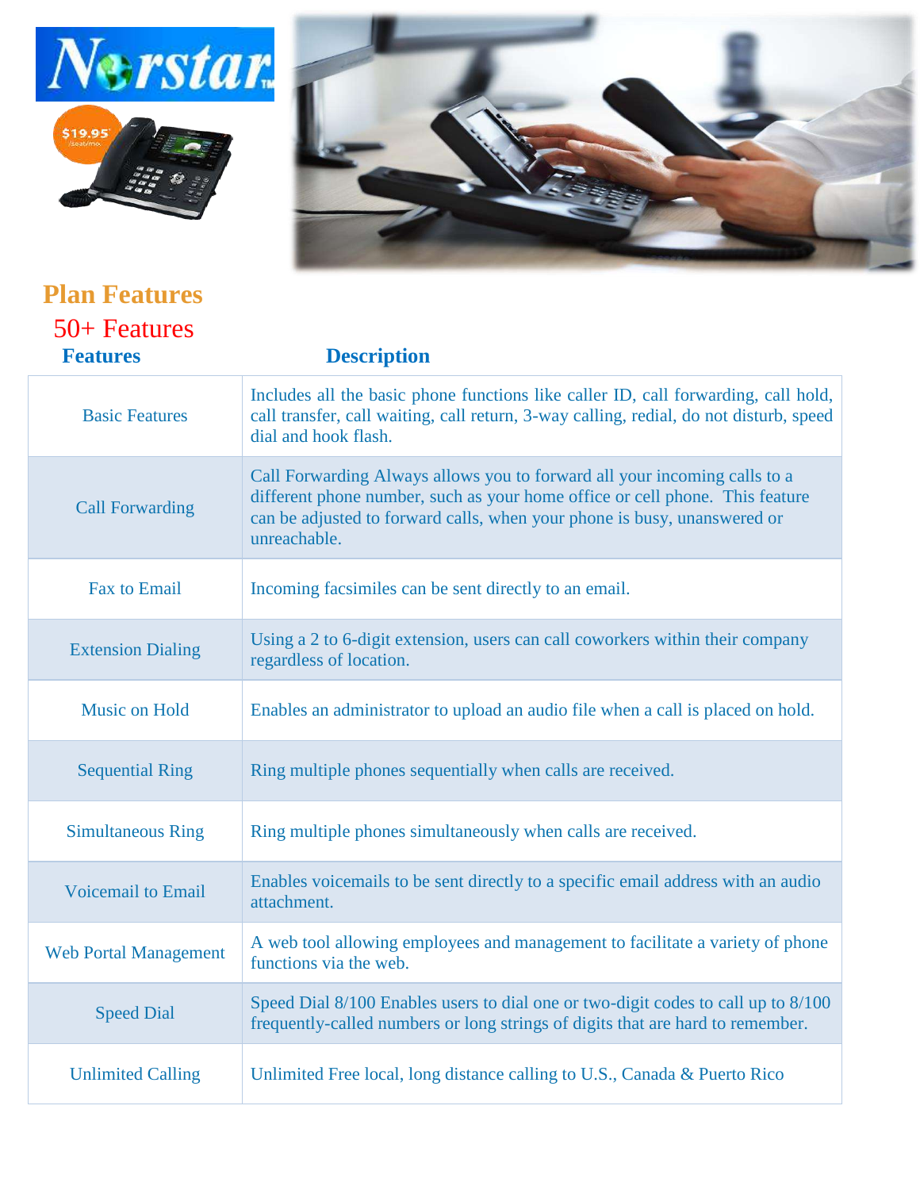## Plan Features

### 50+ Features

| Features | Description |
|---|---|
| Basic Features | Includes all the basic phone functions like caller ID, call forwarding, call hold, call transfer, call waiting, call return, 3-way calling, redial, do not disturb, speed dial and hook flash. |
| Call Forwarding | Call Forwarding Always allows you to forward all your incoming calls to a different phone number, such as your home office or cell phone. This feature can be adjusted to forward calls, when your phone is busy, unanswered or unreachable. |
| Fax to Email | Incoming facsimiles can be sent directly to an email. |
| Extension Dialing | Using a 2 to 6-digit extension, users can call coworkers within their company regardless of location. |
| Music on Hold | Enables an administrator to upload an audio file when a call is placed on hold. |
| Sequential Ring | Ring multiple phones sequentially when calls are received. |
| Simultaneous Ring | Ring multiple phones simultaneously when calls are received. |
| Voicemail to Email | Enables voicemails to be sent directly to a specific email address with an audio attachment. |
| Web Portal Management | A web tool allowing employees and management to facilitate a variety of phone functions via the web. |
| Speed Dial | Speed Dial 8/100 Enables users to dial one or two-digit codes to call up to 8/100 frequently-called numbers or long strings of digits that are hard to remember. |
| Unlimited Calling | Unlimited Free local, long distance calling to U.S., Canada & Puerto Rico |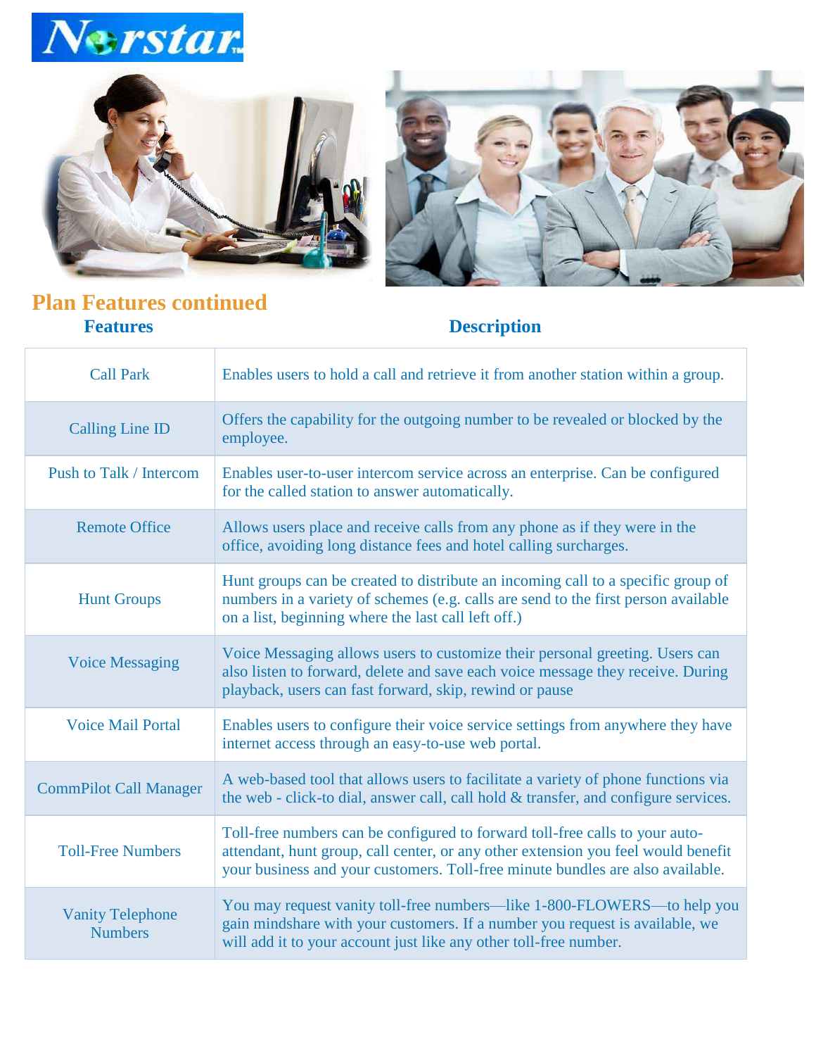## Plan Features continued

| Features | Description |
|---|---|
| Call Park | Enables users to hold a call and retrieve it from another station within a group. |
| Calling Line ID | Offers the capability for the outgoing number to be revealed or blocked by the employee. |
| Push to Talk / Intercom | Enables user-to-user intercom service across an enterprise. Can be configured for the called station to answer automatically. |
| Remote Office | Allows users place and receive calls from any phone as if they were in the office, avoiding long distance fees and hotel calling surcharges. |
| Hunt Groups | Hunt groups can be created to distribute an incoming call to a specific group of numbers in a variety of schemes (e.g. calls are send to the first person available on a list, beginning where the last call left off.) |
| Voice Messaging | Voice Messaging allows users to customize their personal greeting. Users can also listen to forward, delete and save each voice message they receive. During playback, users can fast forward, skip, rewind or pause |
| Voice Mail Portal | Enables users to configure their voice service settings from anywhere they have internet access through an easy-to-use web portal. |
| CommPilot Call Manager | A web-based tool that allows users to facilitate a variety of phone functions via the web - click-to dial, answer call, call hold & transfer, and configure services. |
| Toll-Free Numbers | Toll-free numbers can be configured to forward toll-free calls to your auto-attendant, hunt group, call center, or any other extension you feel would benefit your business and your customers. Toll-free minute bundles are also available. |
| Vanity Telephone Numbers | You may request vanity toll-free numbers—like 1-800-FLOWERS—to help you gain mindshare with your customers. If a number you request is available, we will add it to your account just like any other toll-free number. |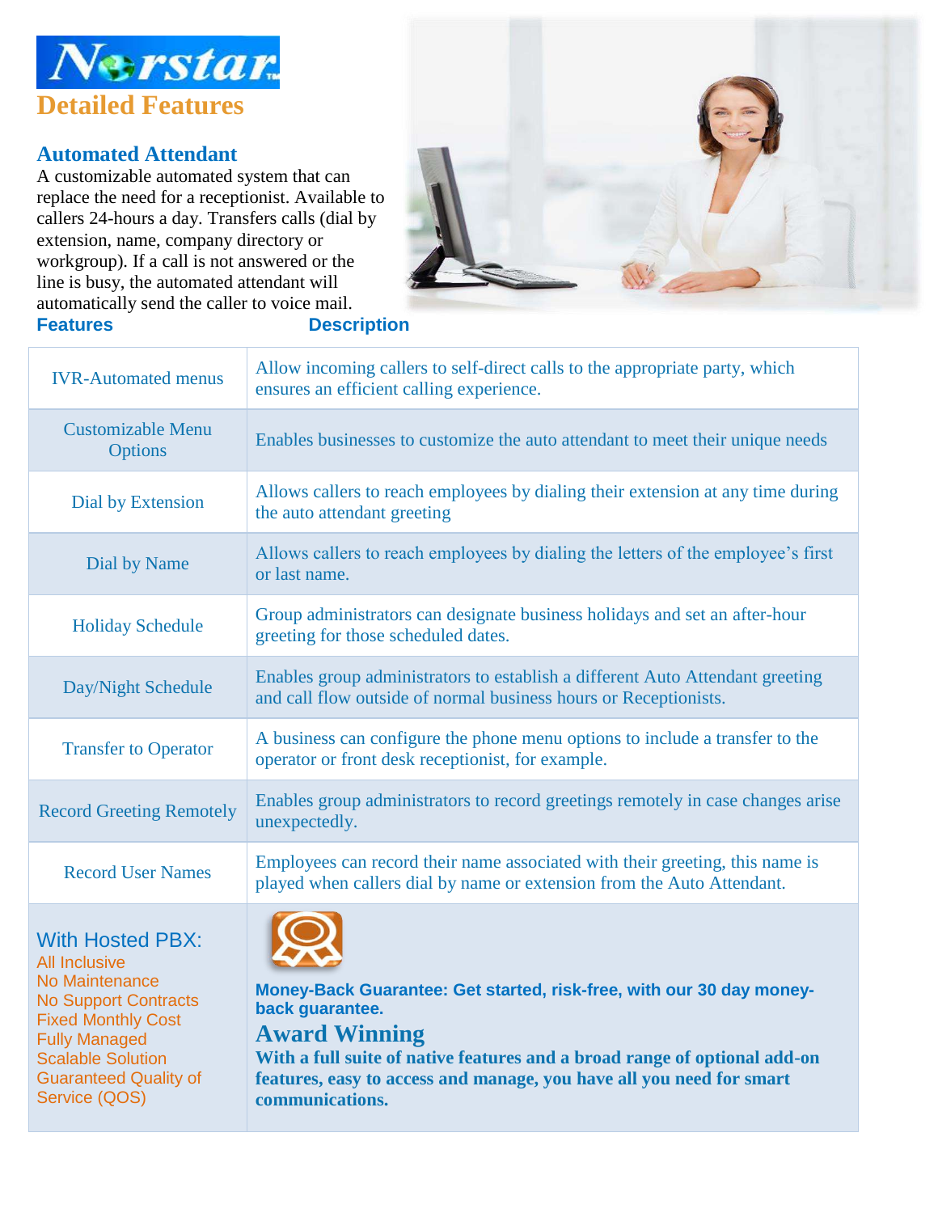Norstar

# Detailed Features

## Automated Attendant

A customizable automated system that can replace the need for a receptionist. Available to callers 24-hours a day. Transfers calls (dial by extension, name, company directory or workgroup). If a call is not answered or the line is busy, the automated attendant will automatically send the caller to voice mail.

| Features | Description |
|---|---|
| IVR-Automated menus | Allow incoming callers to self-direct calls to the appropriate party, which ensures an efficient calling experience. |
| Customizable Menu Options | Enables businesses to customize the auto attendant to meet their unique needs |
| Dial by Extension | Allows callers to reach employees by dialing their extension at any time during the auto attendant greeting |
| Dial by Name | Allows callers to reach employees by dialing the letters of the employee's first or last name. |
| Holiday Schedule | Group administrators can designate business holidays and set an after-hour greeting for those scheduled dates. |
| Day/Night Schedule | Enables group administrators to establish a different Auto Attendant greeting and call flow outside of normal business hours or Receptionists. |
| Transfer to Operator | A business can configure the phone menu options to include a transfer to the operator or front desk receptionist, for example. |
| Record Greeting Remotely | Enables group administrators to record greetings remotely in case changes arise unexpectedly. |
| Record User Names | Employees can record their name associated with their greeting, this name is played when callers dial by name or extension from the Auto Attendant. |

### With Hosted PBX:

- All Inclusive
- No Maintenance
- No Support Contracts
- Fixed Monthly Cost
- Fully Managed
- Scalable Solution
- Guaranteed Quality of Service (QOS)

**Money-Back Guarantee: Get started, risk-free, with our 30 day money-back guarantee.**

### Award Winning

**With a full suite of native features and a broad range of optional add-on features, easy to access and manage, you have all you need for smart communications.**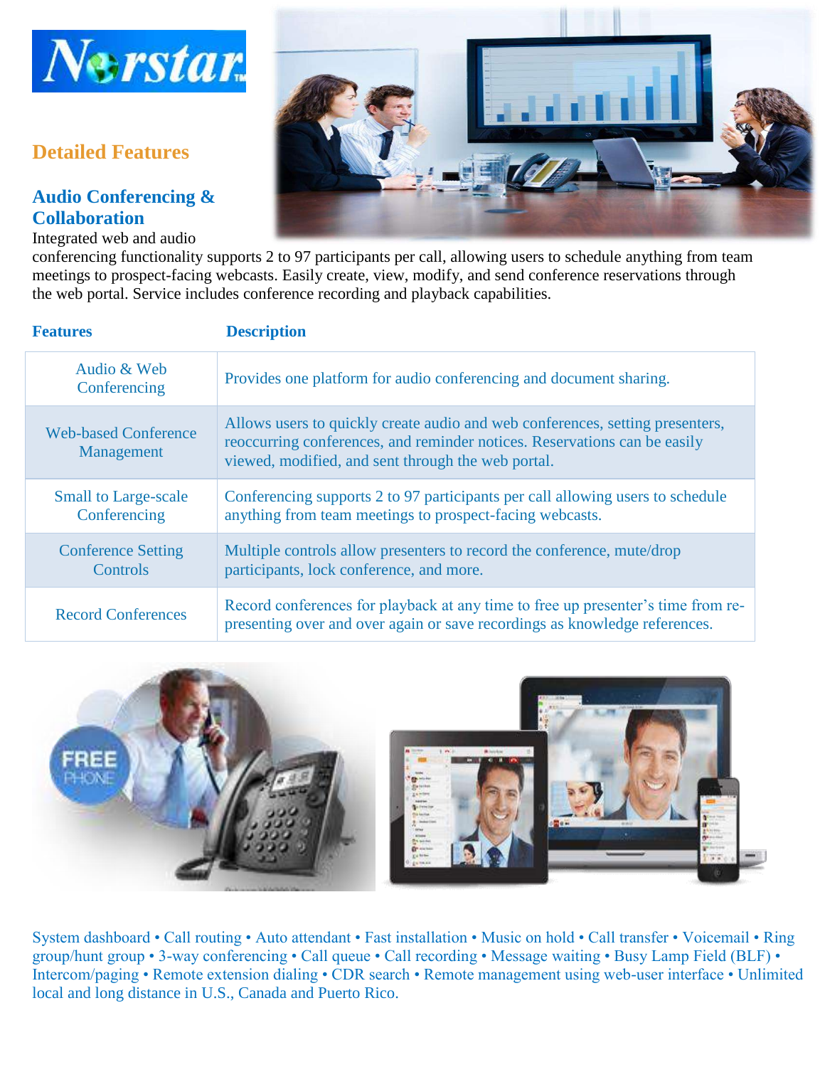# Detailed Features

## Audio Conferencing & Collaboration

Integrated web and audio conferencing functionality supports 2 to 97 participants per call, allowing users to schedule anything from team meetings to prospect-facing webcasts. Easily create, view, modify, and send conference reservations through the web portal. Service includes conference recording and playback capabilities.

| Features | Description |
|---|---|
| Audio & Web Conferencing | Provides one platform for audio conferencing and document sharing. |
| Web-based Conference Management | Allows users to quickly create audio and web conferences, setting presenters, reoccurring conferences, and reminder notices. Reservations can be easily viewed, modified, and sent through the web portal. |
| Small to Large-scale Conferencing | Conferencing supports 2 to 97 participants per call allowing users to schedule anything from team meetings to prospect-facing webcasts. |
| Conference Setting Controls | Multiple controls allow presenters to record the conference, mute/drop participants, lock conference, and more. |
| Record Conferences | Record conferences for playback at any time to free up presenter's time from re-presenting over and over again or save recordings as knowledge references. |

System dashboard • Call routing • Auto attendant • Fast installation • Music on hold • Call transfer • Voicemail • Ring group/hunt group • 3-way conferencing • Call queue • Call recording • Message waiting • Busy Lamp Field (BLF) • Intercom/paging • Remote extension dialing • CDR search • Remote management using web-user interface • Unlimited local and long distance in U.S., Canada and Puerto Rico.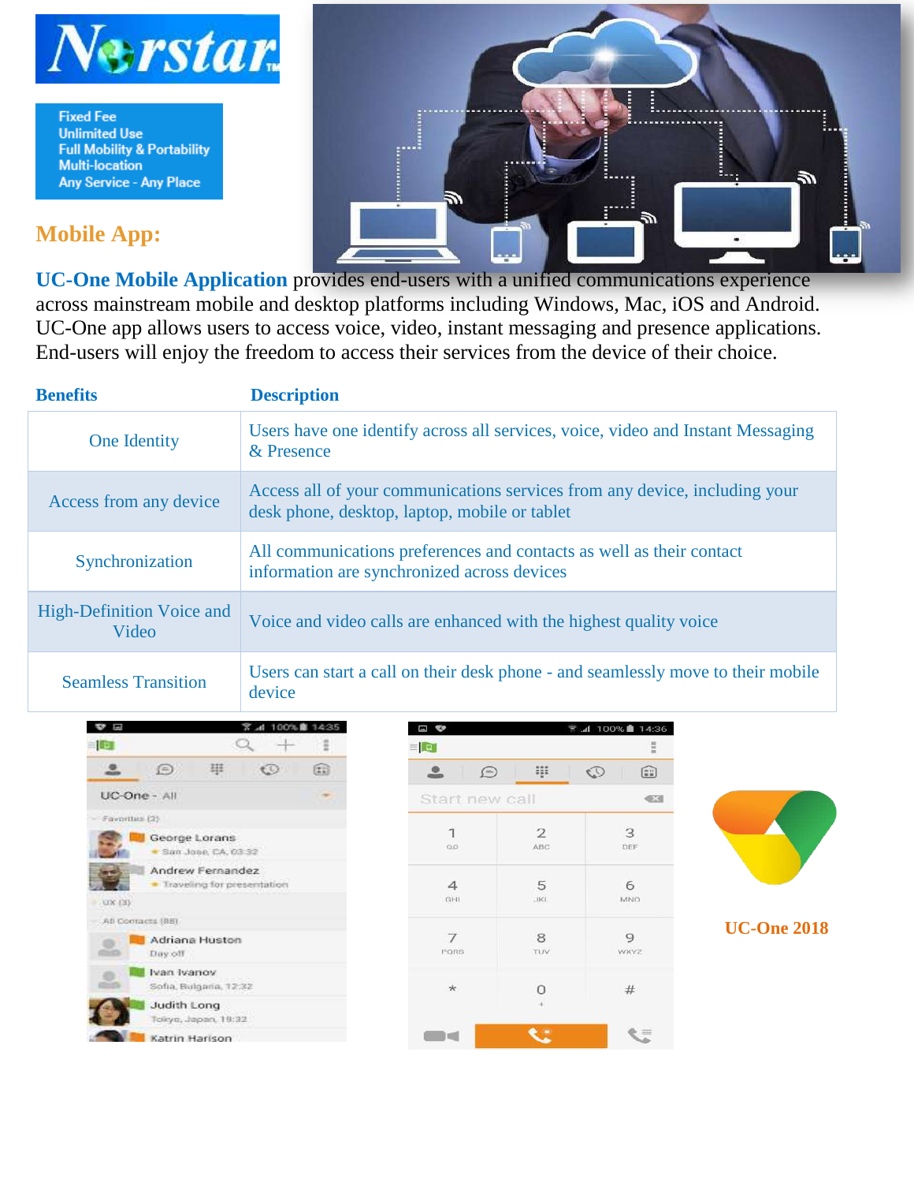Fixed Fee
Unlimited Use
Full Mobility & Portability
Multi-location
Any Service - Any Place

## Mobile App:

**UC-One Mobile Application** provides end-users with a unified communications experience across mainstream mobile and desktop platforms including Windows, Mac, iOS and Android. UC-One app allows users to access voice, video, instant messaging and presence applications. End-users will enjoy the freedom to access their services from the device of their choice.

| Benefits | Description |
|---|---|
| One Identity | Users have one identify across all services, voice, video and Instant Messaging & Presence |
| Access from any device | Access all of your communications services from any device, including your desk phone, desktop, laptop, mobile or tablet |
| Synchronization | All communications preferences and contacts as well as their contact information are synchronized across devices |
| High-Definition Voice and Video | Voice and video calls are enhanced with the highest quality voice |
| Seamless Transition | Users can start a call on their desk phone - and seamlessly move to their mobile device |

UC-One 2018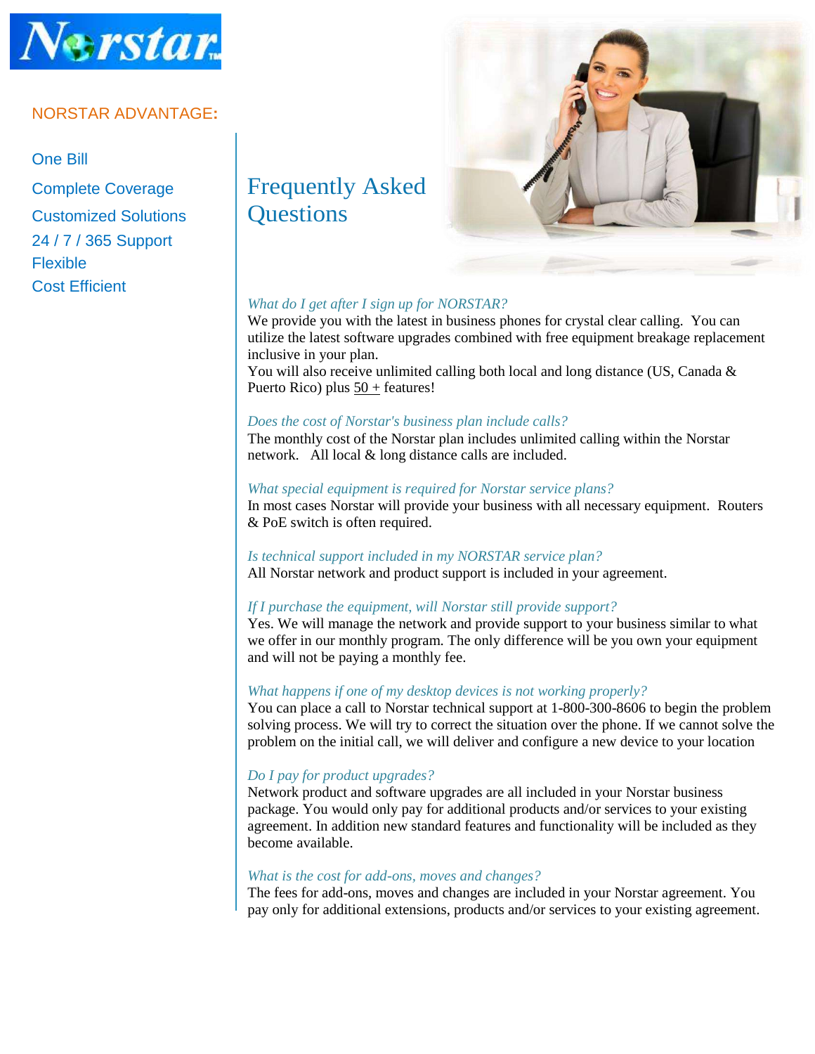Norstar

NORSTAR ADVANTAGE:

- One Bill
- Complete Coverage
- Customized Solutions
- 24 / 7 / 365 Support
- Flexible
- Cost Efficient

# Frequently Asked Questions

*What do I get after I sign up for NORSTAR?*

We provide you with the latest in business phones for crystal clear calling. You can utilize the latest software upgrades combined with free equipment breakage replacement inclusive in your plan.
You will also receive unlimited calling both local and long distance (US, Canada & Puerto Rico) plus 50 + features!

*Does the cost of Norstar's business plan include calls?*

The monthly cost of the Norstar plan includes unlimited calling within the Norstar network. All local & long distance calls are included.

*What special equipment is required for Norstar service plans?*

In most cases Norstar will provide your business with all necessary equipment. Routers & PoE switch is often required.

*Is technical support included in my NORSTAR service plan?*

All Norstar network and product support is included in your agreement.

*If I purchase the equipment, will Norstar still provide support?*

Yes. We will manage the network and provide support to your business similar to what we offer in our monthly program. The only difference will be you own your equipment and will not be paying a monthly fee.

*What happens if one of my desktop devices is not working properly?*

You can place a call to Norstar technical support at 1-800-300-8606 to begin the problem solving process. We will try to correct the situation over the phone. If we cannot solve the problem on the initial call, we will deliver and configure a new device to your location

*Do I pay for product upgrades?*

Network product and software upgrades are all included in your Norstar business package. You would only pay for additional products and/or services to your existing agreement. In addition new standard features and functionality will be included as they become available.

*What is the cost for add-ons, moves and changes?*

The fees for add-ons, moves and changes are included in your Norstar agreement. You pay only for additional extensions, products and/or services to your existing agreement.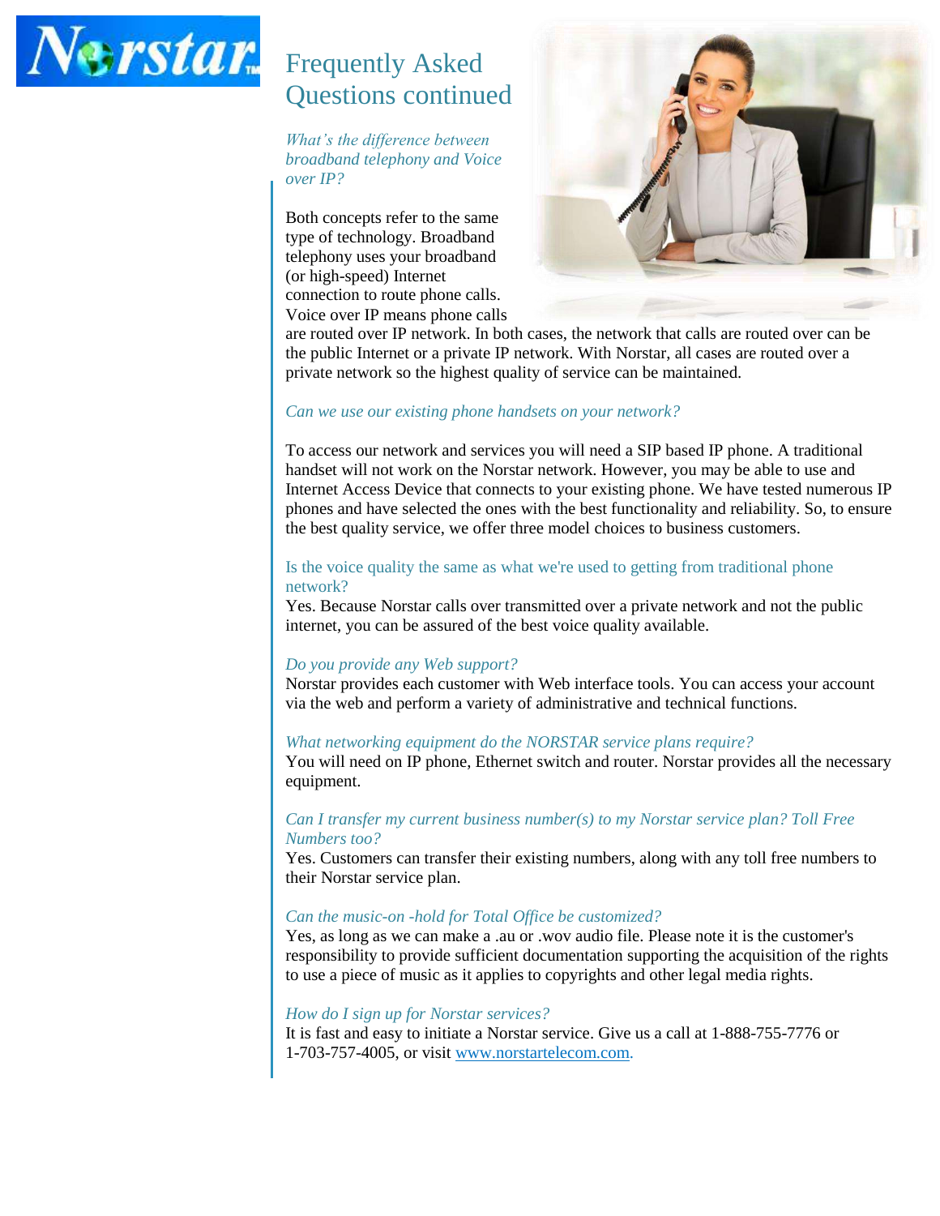# Frequently Asked Questions continued

*What's the difference between broadband telephony and Voice over IP?*

Both concepts refer to the same type of technology. Broadband telephony uses your broadband (or high-speed) Internet connection to route phone calls. Voice over IP means phone calls are routed over IP network. In both cases, the network that calls are routed over can be the public Internet or a private IP network. With Norstar, all cases are routed over a private network so the highest quality of service can be maintained.

*Can we use our existing phone handsets on your network?*

To access our network and services you will need a SIP based IP phone. A traditional handset will not work on the Norstar network. However, you may be able to use and Internet Access Device that connects to your existing phone. We have tested numerous IP phones and have selected the ones with the best functionality and reliability. So, to ensure the best quality service, we offer three model choices to business customers.

Is the voice quality the same as what we're used to getting from traditional phone network?

Yes. Because Norstar calls over transmitted over a private network and not the public internet, you can be assured of the best voice quality available.

*Do you provide any Web support?*

Norstar provides each customer with Web interface tools. You can access your account via the web and perform a variety of administrative and technical functions.

*What networking equipment do the NORSTAR service plans require?*

You will need on IP phone, Ethernet switch and router. Norstar provides all the necessary equipment.

*Can I transfer my current business number(s) to my Norstar service plan? Toll Free Numbers too?*

Yes. Customers can transfer their existing numbers, along with any toll free numbers to their Norstar service plan.

*Can the music-on -hold for Total Office be customized?*

Yes, as long as we can make a .au or .wov audio file. Please note it is the customer's responsibility to provide sufficient documentation supporting the acquisition of the rights to use a piece of music as it applies to copyrights and other legal media rights.

*How do I sign up for Norstar services?*

It is fast and easy to initiate a Norstar service. Give us a call at 1-888-755-7776 or 1-703-757-4005, or visit www.norstartelecom.com.